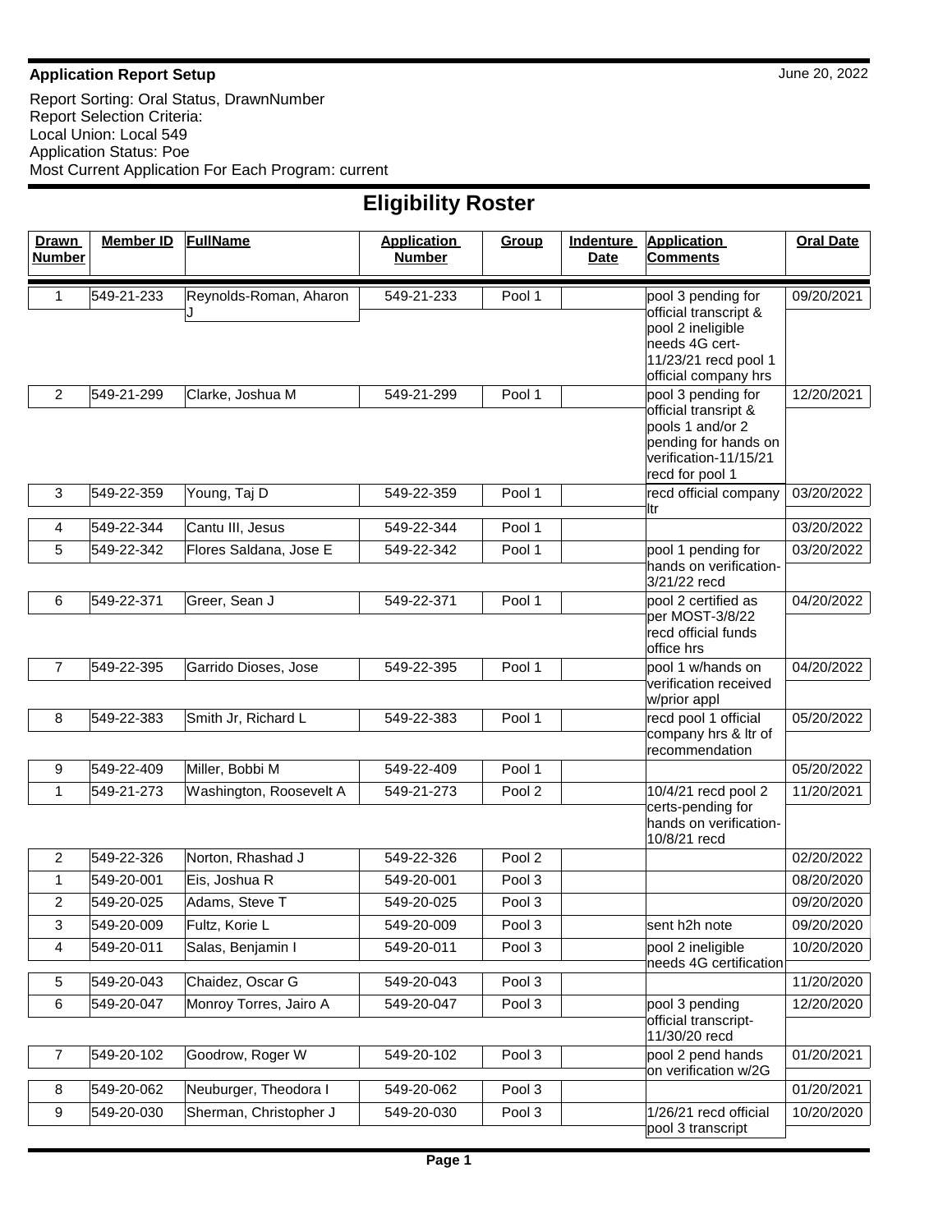**Application Report Setup**

June 20, 2022

Report Sorting: Oral Status, DrawnNumber
Report Selection Criteria:
Local Union: Local 549
Application Status: Poe
Most Current Application For Each Program: current

# Eligibility Roster

| Drawn Number | Member ID | FullName | Application Number | Group | Indenture Date | Application Comments | Oral Date |
|---|---|---|---|---|---|---|---|
| 1 | 549-21-233 | Reynolds-Roman, Aharon J | 549-21-233 | Pool 1 | | pool 3 pending for official transcript & pool 2 ineligible needs 4G cert-11/23/21 recd pool 1 official company hrs | 09/20/2021 |
| 2 | 549-21-299 | Clarke, Joshua M | 549-21-299 | Pool 1 | | pool 3 pending for official transript & pools 1 and/or 2 pending for hands on verification-11/15/21 recd for pool 1 | 12/20/2021 |
| 3 | 549-22-359 | Young, Taj D | 549-22-359 | Pool 1 | | recd official company ltr | 03/20/2022 |
| 4 | 549-22-344 | Cantu III, Jesus | 549-22-344 | Pool 1 | | | 03/20/2022 |
| 5 | 549-22-342 | Flores Saldana, Jose E | 549-22-342 | Pool 1 | | pool 1 pending for hands on verification-3/21/22 recd | 03/20/2022 |
| 6 | 549-22-371 | Greer, Sean J | 549-22-371 | Pool 1 | | pool 2 certified as per MOST-3/8/22 recd official funds office hrs | 04/20/2022 |
| 7 | 549-22-395 | Garrido Dioses, Jose | 549-22-395 | Pool 1 | | pool 1 w/hands on verification received w/prior appl | 04/20/2022 |
| 8 | 549-22-383 | Smith Jr, Richard L | 549-22-383 | Pool 1 | | recd pool 1 official company hrs & ltr of recommendation | 05/20/2022 |
| 9 | 549-22-409 | Miller, Bobbi M | 549-22-409 | Pool 1 | | | 05/20/2022 |
| 1 | 549-21-273 | Washington, Roosevelt A | 549-21-273 | Pool 2 | | 10/4/21 recd pool 2 certs-pending for hands on verification-10/8/21 recd | 11/20/2021 |
| 2 | 549-22-326 | Norton, Rhashad J | 549-22-326 | Pool 2 | | | 02/20/2022 |
| 1 | 549-20-001 | Eis, Joshua R | 549-20-001 | Pool 3 | | | 08/20/2020 |
| 2 | 549-20-025 | Adams, Steve T | 549-20-025 | Pool 3 | | | 09/20/2020 |
| 3 | 549-20-009 | Fultz, Korie L | 549-20-009 | Pool 3 | | sent h2h note | 09/20/2020 |
| 4 | 549-20-011 | Salas, Benjamin I | 549-20-011 | Pool 3 | | pool 2 ineligible needs 4G certification | 10/20/2020 |
| 5 | 549-20-043 | Chaidez, Oscar G | 549-20-043 | Pool 3 | | | 11/20/2020 |
| 6 | 549-20-047 | Monroy Torres, Jairo A | 549-20-047 | Pool 3 | | pool 3 pending official transcript-11/30/20 recd | 12/20/2020 |
| 7 | 549-20-102 | Goodrow, Roger W | 549-20-102 | Pool 3 | | pool 2 pend hands on verification w/2G | 01/20/2021 |
| 8 | 549-20-062 | Neuburger, Theodora I | 549-20-062 | Pool 3 | | | 01/20/2021 |
| 9 | 549-20-030 | Sherman, Christopher J | 549-20-030 | Pool 3 | | 1/26/21 recd official pool 3 transcript | 10/20/2020 |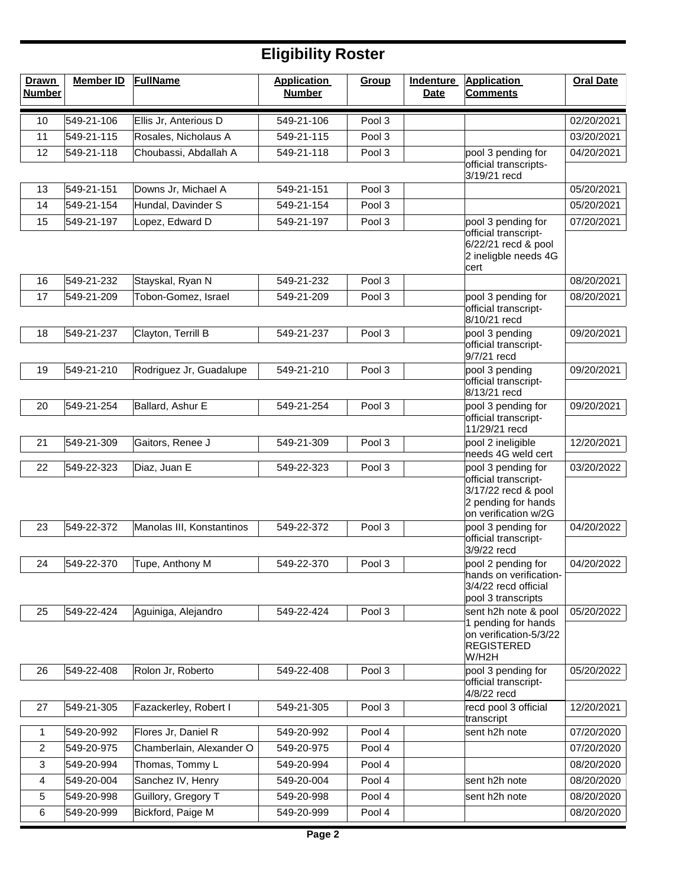# Eligibility Roster

| Drawn Number | Member ID | FullName | Application Number | Group | Indenture Date | Application Comments | Oral Date |
|---|---|---|---|---|---|---|---|
| 10 | 549-21-106 | Ellis Jr, Anterious D | 549-21-106 | Pool 3 | | | 02/20/2021 |
| 11 | 549-21-115 | Rosales, Nicholaus A | 549-21-115 | Pool 3 | | | 03/20/2021 |
| 12 | 549-21-118 | Choubassi, Abdallah A | 549-21-118 | Pool 3 | | pool 3 pending for official transcripts-3/19/21 recd | 04/20/2021 |
| 13 | 549-21-151 | Downs Jr, Michael A | 549-21-151 | Pool 3 | | | 05/20/2021 |
| 14 | 549-21-154 | Hundal, Davinder S | 549-21-154 | Pool 3 | | | 05/20/2021 |
| 15 | 549-21-197 | Lopez, Edward D | 549-21-197 | Pool 3 | | pool 3 pending for official transcript-6/22/21 recd & pool 2 ineligble needs 4G cert | 07/20/2021 |
| 16 | 549-21-232 | Stayskal, Ryan N | 549-21-232 | Pool 3 | | | 08/20/2021 |
| 17 | 549-21-209 | Tobon-Gomez, Israel | 549-21-209 | Pool 3 | | pool 3 pending for official transcript-8/10/21 recd | 08/20/2021 |
| 18 | 549-21-237 | Clayton, Terrill B | 549-21-237 | Pool 3 | | pool 3 pending official transcript-9/7/21 recd | 09/20/2021 |
| 19 | 549-21-210 | Rodriguez Jr, Guadalupe | 549-21-210 | Pool 3 | | pool 3 pending official transcript-8/13/21 recd | 09/20/2021 |
| 20 | 549-21-254 | Ballard, Ashur E | 549-21-254 | Pool 3 | | pool 3 pending for official transcript-11/29/21 recd | 09/20/2021 |
| 21 | 549-21-309 | Gaitors, Renee J | 549-21-309 | Pool 3 | | pool 2 ineligible needs 4G weld cert | 12/20/2021 |
| 22 | 549-22-323 | Diaz, Juan E | 549-22-323 | Pool 3 | | pool 3 pending for official transcript-3/17/22 recd & pool 2 pending for hands on verification w/2G | 03/20/2022 |
| 23 | 549-22-372 | Manolas III, Konstantinos | 549-22-372 | Pool 3 | | pool 3 pending for official transcript-3/9/22 recd | 04/20/2022 |
| 24 | 549-22-370 | Tupe, Anthony M | 549-22-370 | Pool 3 | | pool 2 pending for hands on verification-3/4/22 recd official pool 3 transcripts | 04/20/2022 |
| 25 | 549-22-424 | Aguiniga, Alejandro | 549-22-424 | Pool 3 | | sent h2h note & pool 1 pending for hands on verification-5/3/22 REGISTERED W/H2H | 05/20/2022 |
| 26 | 549-22-408 | Rolon Jr, Roberto | 549-22-408 | Pool 3 | | pool 3 pending for official transcript-4/8/22 recd | 05/20/2022 |
| 27 | 549-21-305 | Fazackerley, Robert I | 549-21-305 | Pool 3 | | recd pool 3 official transcript | 12/20/2021 |
| 1 | 549-20-992 | Flores Jr, Daniel R | 549-20-992 | Pool 4 | | sent h2h note | 07/20/2020 |
| 2 | 549-20-975 | Chamberlain, Alexander O | 549-20-975 | Pool 4 | | | 07/20/2020 |
| 3 | 549-20-994 | Thomas, Tommy L | 549-20-994 | Pool 4 | | | 08/20/2020 |
| 4 | 549-20-004 | Sanchez IV, Henry | 549-20-004 | Pool 4 | | sent h2h note | 08/20/2020 |
| 5 | 549-20-998 | Guillory, Gregory T | 549-20-998 | Pool 4 | | sent h2h note | 08/20/2020 |
| 6 | 549-20-999 | Bickford, Paige M | 549-20-999 | Pool 4 | | | 08/20/2020 |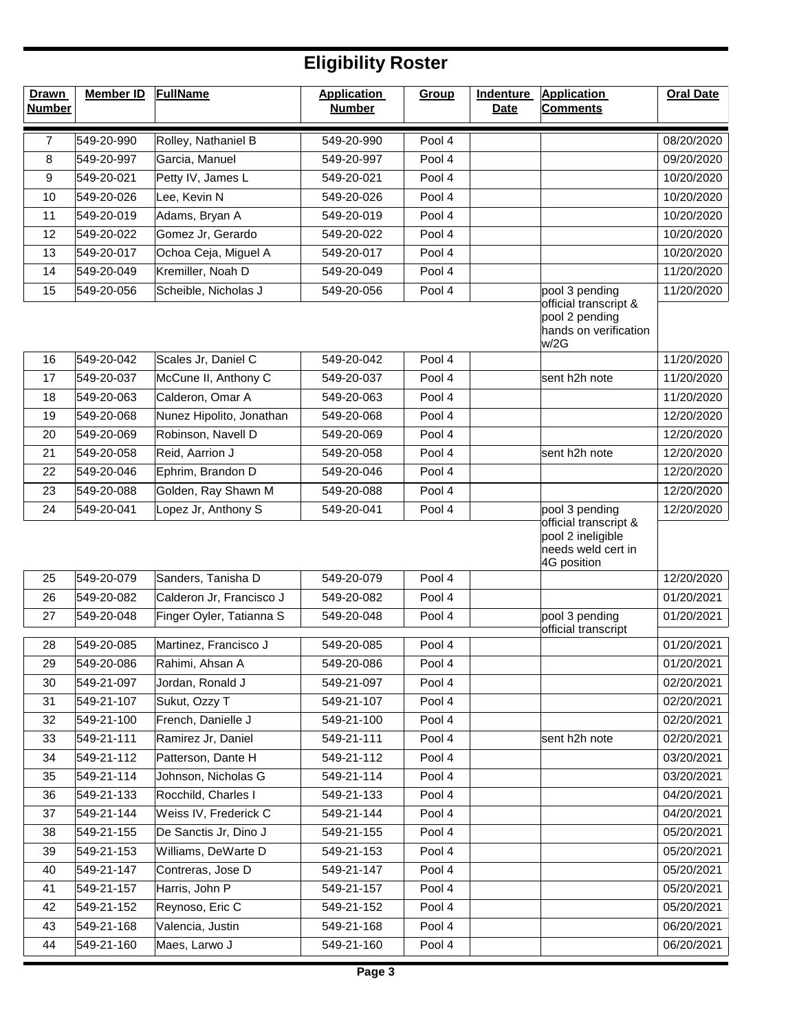# Eligibility Roster

| Drawn Number | Member ID | FullName | Application Number | Group | Indenture Date | Application Comments | Oral Date |
|---|---|---|---|---|---|---|---|
| 7 | 549-20-990 | Rolley, Nathaniel B | 549-20-990 | Pool 4 | | | 08/20/2020 |
| 8 | 549-20-997 | Garcia, Manuel | 549-20-997 | Pool 4 | | | 09/20/2020 |
| 9 | 549-20-021 | Petty IV, James L | 549-20-021 | Pool 4 | | | 10/20/2020 |
| 10 | 549-20-026 | Lee, Kevin N | 549-20-026 | Pool 4 | | | 10/20/2020 |
| 11 | 549-20-019 | Adams, Bryan A | 549-20-019 | Pool 4 | | | 10/20/2020 |
| 12 | 549-20-022 | Gomez Jr, Gerardo | 549-20-022 | Pool 4 | | | 10/20/2020 |
| 13 | 549-20-017 | Ochoa Ceja, Miguel A | 549-20-017 | Pool 4 | | | 10/20/2020 |
| 14 | 549-20-049 | Kremiller, Noah D | 549-20-049 | Pool 4 | | | 11/20/2020 |
| 15 | 549-20-056 | Scheible, Nicholas J | 549-20-056 | Pool 4 | | pool 3 pending official transcript & pool 2 pending hands on verification w/2G | 11/20/2020 |
| 16 | 549-20-042 | Scales Jr, Daniel C | 549-20-042 | Pool 4 | | | 11/20/2020 |
| 17 | 549-20-037 | McCune II, Anthony C | 549-20-037 | Pool 4 | | sent h2h note | 11/20/2020 |
| 18 | 549-20-063 | Calderon, Omar A | 549-20-063 | Pool 4 | | | 11/20/2020 |
| 19 | 549-20-068 | Nunez Hipolito, Jonathan | 549-20-068 | Pool 4 | | | 12/20/2020 |
| 20 | 549-20-069 | Robinson, Navell D | 549-20-069 | Pool 4 | | | 12/20/2020 |
| 21 | 549-20-058 | Reid, Aarrion J | 549-20-058 | Pool 4 | | sent h2h note | 12/20/2020 |
| 22 | 549-20-046 | Ephrim, Brandon D | 549-20-046 | Pool 4 | | | 12/20/2020 |
| 23 | 549-20-088 | Golden, Ray Shawn M | 549-20-088 | Pool 4 | | | 12/20/2020 |
| 24 | 549-20-041 | Lopez Jr, Anthony S | 549-20-041 | Pool 4 | | pool 3 pending official transcript & pool 2 ineligible needs weld cert in 4G position | 12/20/2020 |
| 25 | 549-20-079 | Sanders, Tanisha D | 549-20-079 | Pool 4 | | | 12/20/2020 |
| 26 | 549-20-082 | Calderon Jr, Francisco J | 549-20-082 | Pool 4 | | | 01/20/2021 |
| 27 | 549-20-048 | Finger Oyler, Tatianna S | 549-20-048 | Pool 4 | | pool 3 pending official transcript | 01/20/2021 |
| 28 | 549-20-085 | Martinez, Francisco J | 549-20-085 | Pool 4 | | | 01/20/2021 |
| 29 | 549-20-086 | Rahimi, Ahsan A | 549-20-086 | Pool 4 | | | 01/20/2021 |
| 30 | 549-21-097 | Jordan, Ronald J | 549-21-097 | Pool 4 | | | 02/20/2021 |
| 31 | 549-21-107 | Sukut, Ozzy T | 549-21-107 | Pool 4 | | | 02/20/2021 |
| 32 | 549-21-100 | French, Danielle J | 549-21-100 | Pool 4 | | | 02/20/2021 |
| 33 | 549-21-111 | Ramirez Jr, Daniel | 549-21-111 | Pool 4 | | sent h2h note | 02/20/2021 |
| 34 | 549-21-112 | Patterson, Dante H | 549-21-112 | Pool 4 | | | 03/20/2021 |
| 35 | 549-21-114 | Johnson, Nicholas G | 549-21-114 | Pool 4 | | | 03/20/2021 |
| 36 | 549-21-133 | Rocchild, Charles I | 549-21-133 | Pool 4 | | | 04/20/2021 |
| 37 | 549-21-144 | Weiss IV, Frederick C | 549-21-144 | Pool 4 | | | 04/20/2021 |
| 38 | 549-21-155 | De Sanctis Jr, Dino J | 549-21-155 | Pool 4 | | | 05/20/2021 |
| 39 | 549-21-153 | Williams, DeWarte D | 549-21-153 | Pool 4 | | | 05/20/2021 |
| 40 | 549-21-147 | Contreras, Jose D | 549-21-147 | Pool 4 | | | 05/20/2021 |
| 41 | 549-21-157 | Harris, John P | 549-21-157 | Pool 4 | | | 05/20/2021 |
| 42 | 549-21-152 | Reynoso, Eric C | 549-21-152 | Pool 4 | | | 05/20/2021 |
| 43 | 549-21-168 | Valencia, Justin | 549-21-168 | Pool 4 | | | 06/20/2021 |
| 44 | 549-21-160 | Maes, Larwo J | 549-21-160 | Pool 4 | | | 06/20/2021 |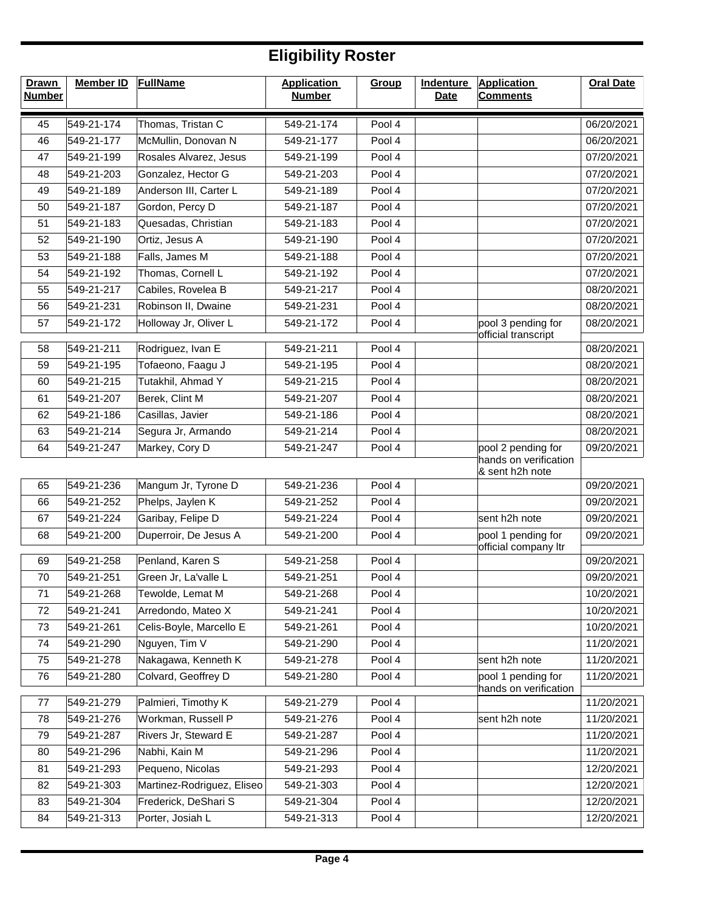# Eligibility Roster

| Drawn Number | Member ID | FullName | Application Number | Group | Indenture Date | Application Comments | Oral Date |
|---|---|---|---|---|---|---|---|
| 45 | 549-21-174 | Thomas, Tristan C | 549-21-174 | Pool 4 | | | 06/20/2021 |
| 46 | 549-21-177 | McMullin, Donovan N | 549-21-177 | Pool 4 | | | 06/20/2021 |
| 47 | 549-21-199 | Rosales Alvarez, Jesus | 549-21-199 | Pool 4 | | | 07/20/2021 |
| 48 | 549-21-203 | Gonzalez, Hector G | 549-21-203 | Pool 4 | | | 07/20/2021 |
| 49 | 549-21-189 | Anderson III, Carter L | 549-21-189 | Pool 4 | | | 07/20/2021 |
| 50 | 549-21-187 | Gordon, Percy D | 549-21-187 | Pool 4 | | | 07/20/2021 |
| 51 | 549-21-183 | Quesadas, Christian | 549-21-183 | Pool 4 | | | 07/20/2021 |
| 52 | 549-21-190 | Ortiz, Jesus A | 549-21-190 | Pool 4 | | | 07/20/2021 |
| 53 | 549-21-188 | Falls, James M | 549-21-188 | Pool 4 | | | 07/20/2021 |
| 54 | 549-21-192 | Thomas, Cornell L | 549-21-192 | Pool 4 | | | 07/20/2021 |
| 55 | 549-21-217 | Cabiles, Rovelea B | 549-21-217 | Pool 4 | | | 08/20/2021 |
| 56 | 549-21-231 | Robinson II, Dwaine | 549-21-231 | Pool 4 | | | 08/20/2021 |
| 57 | 549-21-172 | Holloway Jr, Oliver L | 549-21-172 | Pool 4 | | pool 3 pending for official transcript | 08/20/2021 |
| 58 | 549-21-211 | Rodriguez, Ivan E | 549-21-211 | Pool 4 | | | 08/20/2021 |
| 59 | 549-21-195 | Tofaeono, Faagu J | 549-21-195 | Pool 4 | | | 08/20/2021 |
| 60 | 549-21-215 | Tutakhil, Ahmad Y | 549-21-215 | Pool 4 | | | 08/20/2021 |
| 61 | 549-21-207 | Berek, Clint M | 549-21-207 | Pool 4 | | | 08/20/2021 |
| 62 | 549-21-186 | Casillas, Javier | 549-21-186 | Pool 4 | | | 08/20/2021 |
| 63 | 549-21-214 | Segura Jr, Armando | 549-21-214 | Pool 4 | | | 08/20/2021 |
| 64 | 549-21-247 | Markey, Cory D | 549-21-247 | Pool 4 | | pool 2 pending for hands on verification & sent h2h note | 09/20/2021 |
| 65 | 549-21-236 | Mangum Jr, Tyrone D | 549-21-236 | Pool 4 | | | 09/20/2021 |
| 66 | 549-21-252 | Phelps, Jaylen K | 549-21-252 | Pool 4 | | | 09/20/2021 |
| 67 | 549-21-224 | Garibay, Felipe D | 549-21-224 | Pool 4 | | sent h2h note | 09/20/2021 |
| 68 | 549-21-200 | Duperroir, De Jesus A | 549-21-200 | Pool 4 | | pool 1 pending for official company ltr | 09/20/2021 |
| 69 | 549-21-258 | Penland, Karen S | 549-21-258 | Pool 4 | | | 09/20/2021 |
| 70 | 549-21-251 | Green Jr, La'valle L | 549-21-251 | Pool 4 | | | 09/20/2021 |
| 71 | 549-21-268 | Tewolde, Lemat M | 549-21-268 | Pool 4 | | | 10/20/2021 |
| 72 | 549-21-241 | Arredondo, Mateo X | 549-21-241 | Pool 4 | | | 10/20/2021 |
| 73 | 549-21-261 | Celis-Boyle, Marcello E | 549-21-261 | Pool 4 | | | 10/20/2021 |
| 74 | 549-21-290 | Nguyen, Tim V | 549-21-290 | Pool 4 | | | 11/20/2021 |
| 75 | 549-21-278 | Nakagawa, Kenneth K | 549-21-278 | Pool 4 | | sent h2h note | 11/20/2021 |
| 76 | 549-21-280 | Colvard, Geoffrey D | 549-21-280 | Pool 4 | | pool 1 pending for hands on verification | 11/20/2021 |
| 77 | 549-21-279 | Palmieri, Timothy K | 549-21-279 | Pool 4 | | | 11/20/2021 |
| 78 | 549-21-276 | Workman, Russell P | 549-21-276 | Pool 4 | | sent h2h note | 11/20/2021 |
| 79 | 549-21-287 | Rivers Jr, Steward E | 549-21-287 | Pool 4 | | | 11/20/2021 |
| 80 | 549-21-296 | Nabhi, Kain M | 549-21-296 | Pool 4 | | | 11/20/2021 |
| 81 | 549-21-293 | Pequeno, Nicolas | 549-21-293 | Pool 4 | | | 12/20/2021 |
| 82 | 549-21-303 | Martinez-Rodriguez, Eliseo | 549-21-303 | Pool 4 | | | 12/20/2021 |
| 83 | 549-21-304 | Frederick, DeShari S | 549-21-304 | Pool 4 | | | 12/20/2021 |
| 84 | 549-21-313 | Porter, Josiah L | 549-21-313 | Pool 4 | | | 12/20/2021 |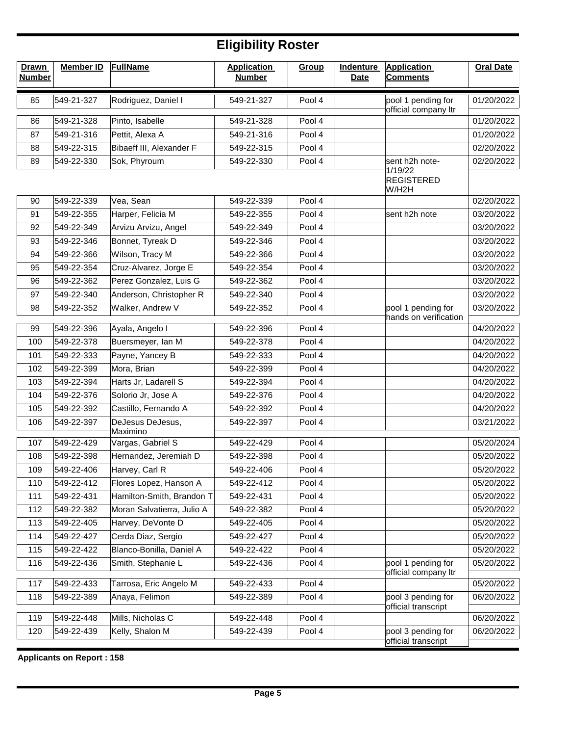# Eligibility Roster

| Drawn Number | Member ID | FullName | Application Number | Group | Indenture Date | Application Comments | Oral Date |
|---|---|---|---|---|---|---|---|
| 85 | 549-21-327 | Rodriguez, Daniel I | 549-21-327 | Pool 4 | | pool 1 pending for official company ltr | 01/20/2022 |
| 86 | 549-21-328 | Pinto, Isabelle | 549-21-328 | Pool 4 | | | 01/20/2022 |
| 87 | 549-21-316 | Pettit, Alexa A | 549-21-316 | Pool 4 | | | 01/20/2022 |
| 88 | 549-22-315 | Bibaeff III, Alexander F | 549-22-315 | Pool 4 | | | 02/20/2022 |
| 89 | 549-22-330 | Sok, Phyroum | 549-22-330 | Pool 4 | | sent h2h note- 1/19/22 REGISTERED W/H2H | 02/20/2022 |
| 90 | 549-22-339 | Vea, Sean | 549-22-339 | Pool 4 | | | 02/20/2022 |
| 91 | 549-22-355 | Harper, Felicia M | 549-22-355 | Pool 4 | | sent h2h note | 03/20/2022 |
| 92 | 549-22-349 | Arvizu Arvizu, Angel | 549-22-349 | Pool 4 | | | 03/20/2022 |
| 93 | 549-22-346 | Bonnet, Tyreak D | 549-22-346 | Pool 4 | | | 03/20/2022 |
| 94 | 549-22-366 | Wilson, Tracy M | 549-22-366 | Pool 4 | | | 03/20/2022 |
| 95 | 549-22-354 | Cruz-Alvarez, Jorge E | 549-22-354 | Pool 4 | | | 03/20/2022 |
| 96 | 549-22-362 | Perez Gonzalez, Luis G | 549-22-362 | Pool 4 | | | 03/20/2022 |
| 97 | 549-22-340 | Anderson, Christopher R | 549-22-340 | Pool 4 | | | 03/20/2022 |
| 98 | 549-22-352 | Walker, Andrew V | 549-22-352 | Pool 4 | | pool 1 pending for hands on verification | 03/20/2022 |
| 99 | 549-22-396 | Ayala, Angelo I | 549-22-396 | Pool 4 | | | 04/20/2022 |
| 100 | 549-22-378 | Buersmeyer, Ian M | 549-22-378 | Pool 4 | | | 04/20/2022 |
| 101 | 549-22-333 | Payne, Yancey B | 549-22-333 | Pool 4 | | | 04/20/2022 |
| 102 | 549-22-399 | Mora, Brian | 549-22-399 | Pool 4 | | | 04/20/2022 |
| 103 | 549-22-394 | Harts Jr, Ladarell S | 549-22-394 | Pool 4 | | | 04/20/2022 |
| 104 | 549-22-376 | Solorio Jr, Jose A | 549-22-376 | Pool 4 | | | 04/20/2022 |
| 105 | 549-22-392 | Castillo, Fernando A | 549-22-392 | Pool 4 | | | 04/20/2022 |
| 106 | 549-22-397 | DeJesus DeJesus, Maximino | 549-22-397 | Pool 4 | | | 03/21/2022 |
| 107 | 549-22-429 | Vargas, Gabriel S | 549-22-429 | Pool 4 | | | 05/20/2024 |
| 108 | 549-22-398 | Hernandez, Jeremiah D | 549-22-398 | Pool 4 | | | 05/20/2022 |
| 109 | 549-22-406 | Harvey, Carl R | 549-22-406 | Pool 4 | | | 05/20/2022 |
| 110 | 549-22-412 | Flores Lopez, Hanson A | 549-22-412 | Pool 4 | | | 05/20/2022 |
| 111 | 549-22-431 | Hamilton-Smith, Brandon T | 549-22-431 | Pool 4 | | | 05/20/2022 |
| 112 | 549-22-382 | Moran Salvatierra, Julio A | 549-22-382 | Pool 4 | | | 05/20/2022 |
| 113 | 549-22-405 | Harvey, DeVonte D | 549-22-405 | Pool 4 | | | 05/20/2022 |
| 114 | 549-22-427 | Cerda Diaz, Sergio | 549-22-427 | Pool 4 | | | 05/20/2022 |
| 115 | 549-22-422 | Blanco-Bonilla, Daniel A | 549-22-422 | Pool 4 | | | 05/20/2022 |
| 116 | 549-22-436 | Smith, Stephanie L | 549-22-436 | Pool 4 | | pool 1 pending for official company ltr | 05/20/2022 |
| 117 | 549-22-433 | Tarrosa, Eric Angelo M | 549-22-433 | Pool 4 | | | 05/20/2022 |
| 118 | 549-22-389 | Anaya, Felimon | 549-22-389 | Pool 4 | | pool 3 pending for official transcript | 06/20/2022 |
| 119 | 549-22-448 | Mills, Nicholas C | 549-22-448 | Pool 4 | | | 06/20/2022 |
| 120 | 549-22-439 | Kelly, Shalon M | 549-22-439 | Pool 4 | | pool 3 pending for official transcript | 06/20/2022 |

**Applicants on Report : 158**